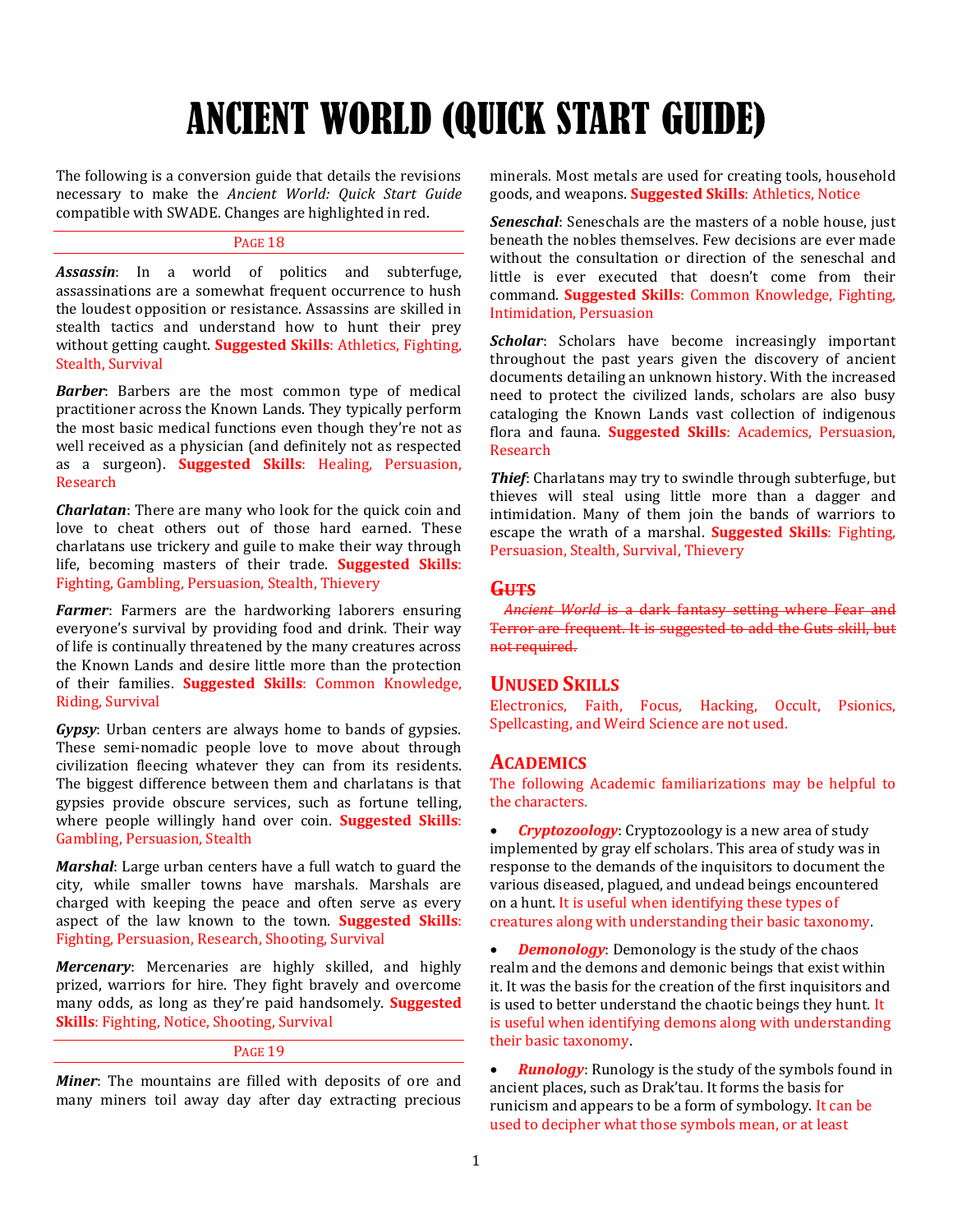# ANCIENT WORLD (QUICK START GUIDE)

The following is a conversion guide that details the revisions necessary to make the *Ancient World: Quick Start Guide* compatible with SWADE. Changes are highlighted in red.

PAGE 18

***Assassin***: In a world of politics and subterfuge, assassinations are a somewhat frequent occurrence to hush the loudest opposition or resistance. Assassins are skilled in stealth tactics and understand how to hunt their prey without getting caught. **Suggested Skills**: Athletics, Fighting, Stealth, Survival

***Barber***: Barbers are the most common type of medical practitioner across the Known Lands. They typically perform the most basic medical functions even though they're not as well received as a physician (and definitely not as respected as a surgeon). **Suggested Skills**: Healing, Persuasion, Research

***Charlatan***: There are many who look for the quick coin and love to cheat others out of those hard earned. These charlatans use trickery and guile to make their way through life, becoming masters of their trade. **Suggested Skills**: Fighting, Gambling, Persuasion, Stealth, Thievery

***Farmer***: Farmers are the hardworking laborers ensuring everyone's survival by providing food and drink. Their way of life is continually threatened by the many creatures across the Known Lands and desire little more than the protection of their families. **Suggested Skills**: Common Knowledge, Riding, Survival

***Gypsy***: Urban centers are always home to bands of gypsies. These semi-nomadic people love to move about through civilization fleecing whatever they can from its residents. The biggest difference between them and charlatans is that gypsies provide obscure services, such as fortune telling, where people willingly hand over coin. **Suggested Skills**: Gambling, Persuasion, Stealth

***Marshal***: Large urban centers have a full watch to guard the city, while smaller towns have marshals. Marshals are charged with keeping the peace and often serve as every aspect of the law known to the town. **Suggested Skills**: Fighting, Persuasion, Research, Shooting, Survival

***Mercenary***: Mercenaries are highly skilled, and highly prized, warriors for hire. They fight bravely and overcome many odds, as long as they're paid handsomely. **Suggested Skills**: Fighting, Notice, Shooting, Survival

PAGE 19

***Miner***: The mountains are filled with deposits of ore and many miners toil away day after day extracting precious minerals. Most metals are used for creating tools, household goods, and weapons. **Suggested Skills**: Athletics, Notice

***Seneschal***: Seneschals are the masters of a noble house, just beneath the nobles themselves. Few decisions are ever made without the consultation or direction of the seneschal and little is ever executed that doesn't come from their command. **Suggested Skills**: Common Knowledge, Fighting, Intimidation, Persuasion

***Scholar***: Scholars have become increasingly important throughout the past years given the discovery of ancient documents detailing an unknown history. With the increased need to protect the civilized lands, scholars are also busy cataloging the Known Lands vast collection of indigenous flora and fauna. **Suggested Skills**: Academics, Persuasion, Research

***Thief***: Charlatans may try to swindle through subterfuge, but thieves will steal using little more than a dagger and intimidation. Many of them join the bands of warriors to escape the wrath of a marshal. **Suggested Skills**: Fighting, Persuasion, Stealth, Survival, Thievery

## ~~GUTS~~

~~*Ancient World* is a dark fantasy setting where Fear and Terror are frequent. It is suggested to add the Guts skill, but not required.~~

## UNUSED SKILLS

Electronics, Faith, Focus, Hacking, Occult, Psionics, Spellcasting, and Weird Science are not used.

## ACADEMICS

The following Academic familiarizations may be helpful to the characters.

- ***Cryptozoology***: Cryptozoology is a new area of study implemented by gray elf scholars. This area of study was in response to the demands of the inquisitors to document the various diseased, plagued, and undead beings encountered on a hunt. It is useful when identifying these types of creatures along with understanding their basic taxonomy.

- ***Demonology***: Demonology is the study of the chaos realm and the demons and demonic beings that exist within it. It was the basis for the creation of the first inquisitors and is used to better understand the chaotic beings they hunt. It is useful when identifying demons along with understanding their basic taxonomy.

- ***Runology***: Runology is the study of the symbols found in ancient places, such as Drak'tau. It forms the basis for runicism and appears to be a form of symbology. It can be used to decipher what those symbols mean, or at least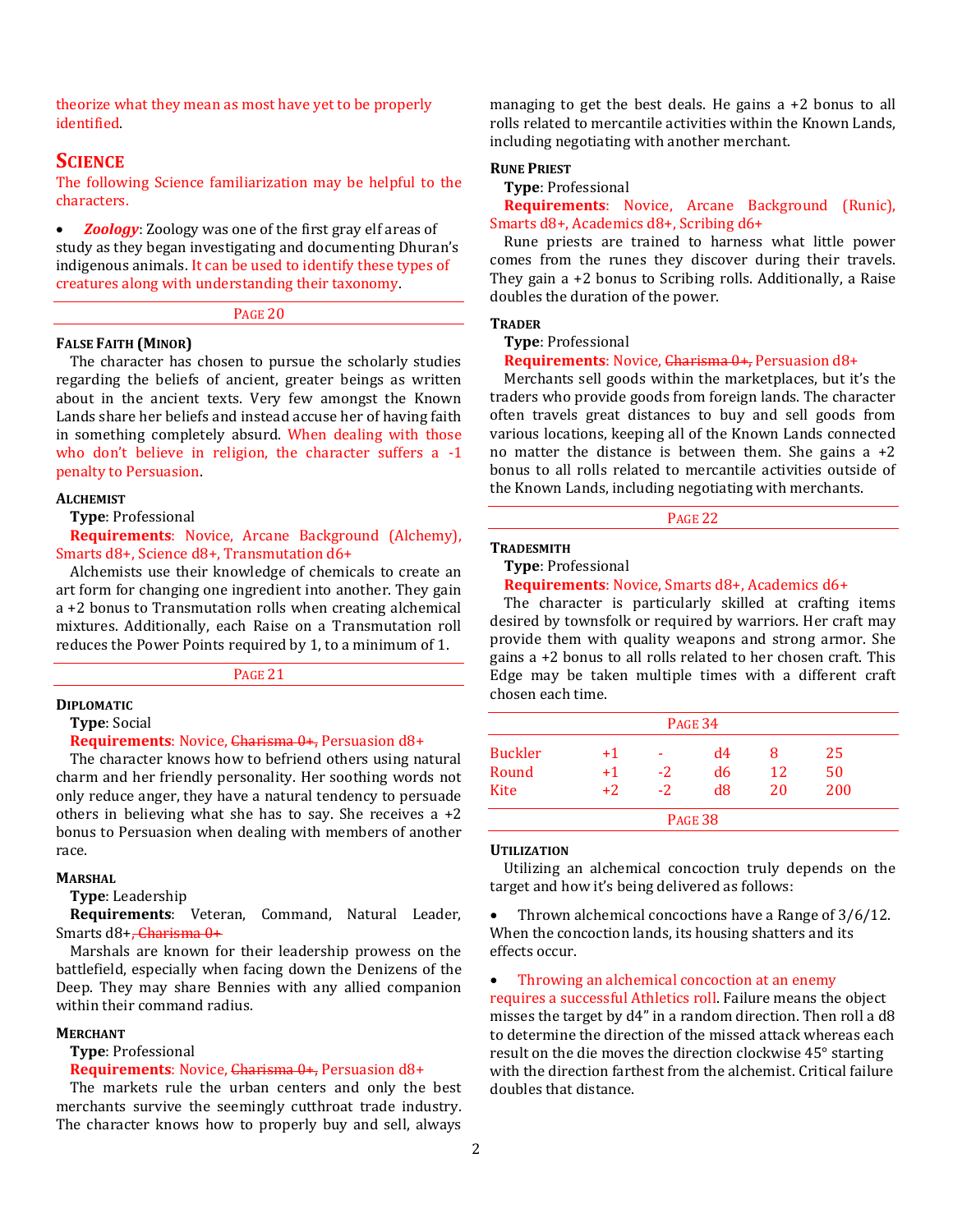theorize what they mean as most have yet to be properly identified.

## Science

The following Science familiarization may be helpful to the characters.

- ***Zoology***: Zoology was one of the first gray elf areas of study as they began investigating and documenting Dhuran's indigenous animals. It can be used to identify these types of creatures along with understanding their taxonomy.

---

Page 20

---

**False Faith (Minor)**

The character has chosen to pursue the scholarly studies regarding the beliefs of ancient, greater beings as written about in the ancient texts. Very few amongst the Known Lands share her beliefs and instead accuse her of having faith in something completely absurd. When dealing with those who don't believe in religion, the character suffers a -1 penalty to Persuasion.

**Alchemist**

**Type**: Professional

**Requirements**: Novice, Arcane Background (Alchemy), Smarts d8+, Science d8+, Transmutation d6+

Alchemists use their knowledge of chemicals to create an art form for changing one ingredient into another. They gain a +2 bonus to Transmutation rolls when creating alchemical mixtures. Additionally, each Raise on a Transmutation roll reduces the Power Points required by 1, to a minimum of 1.

---

Page 21

---

**Diplomatic**

**Type**: Social

**Requirements**: Novice, ~~Charisma 0+,~~ Persuasion d8+

The character knows how to befriend others using natural charm and her friendly personality. Her soothing words not only reduce anger, they have a natural tendency to persuade others in believing what she has to say. She receives a +2 bonus to Persuasion when dealing with members of another race.

**Marshal**

**Type**: Leadership

**Requirements**: Veteran, Command, Natural Leader, Smarts d8+~~, Charisma 0+~~

Marshals are known for their leadership prowess on the battlefield, especially when facing down the Denizens of the Deep. They may share Bennies with any allied companion within their command radius.

**Merchant**

**Type**: Professional

**Requirements**: Novice, ~~Charisma 0+,~~ Persuasion d8+

The markets rule the urban centers and only the best merchants survive the seemingly cutthroat trade industry. The character knows how to properly buy and sell, always managing to get the best deals. He gains a +2 bonus to all rolls related to mercantile activities within the Known Lands, including negotiating with another merchant.

**Rune Priest**

**Type**: Professional

**Requirements**: Novice, Arcane Background (Runic), Smarts d8+, Academics d8+, Scribing d6+

Rune priests are trained to harness what little power comes from the runes they discover during their travels. They gain a +2 bonus to Scribing rolls. Additionally, a Raise doubles the duration of the power.

**Trader**

**Type**: Professional

**Requirements**: Novice, ~~Charisma 0+,~~ Persuasion d8+

Merchants sell goods within the marketplaces, but it's the traders who provide goods from foreign lands. The character often travels great distances to buy and sell goods from various locations, keeping all of the Known Lands connected no matter the distance is between them. She gains a +2 bonus to all rolls related to mercantile activities outside of the Known Lands, including negotiating with merchants.

---

Page 22

---

**Tradesmith**

**Type**: Professional

**Requirements**: Novice, Smarts d8+, Academics d6+

The character is particularly skilled at crafting items desired by townsfolk or required by warriors. Her craft may provide them with quality weapons and strong armor. She gains a +2 bonus to all rolls related to her chosen craft. This Edge may be taken multiple times with a different craft chosen each time.

---

Page 34

---

| | | | | | |
|---|---|---|---|---|---|
| Buckler | +1 | - | d4 | 8 | 25 |
| Round | +1 | -2 | d6 | 12 | 50 |
| Kite | +2 | -2 | d8 | 20 | 200 |

---

Page 38

---

**Utilization**

Utilizing an alchemical concoction truly depends on the target and how it's being delivered as follows:

- Thrown alchemical concoctions have a Range of 3/6/12. When the concoction lands, its housing shatters and its effects occur.
- Throwing an alchemical concoction at an enemy requires a successful Athletics roll. Failure means the object misses the target by d4" in a random direction. Then roll a d8 to determine the direction of the missed attack whereas each result on the die moves the direction clockwise 45° starting with the direction farthest from the alchemist. Critical failure doubles that distance.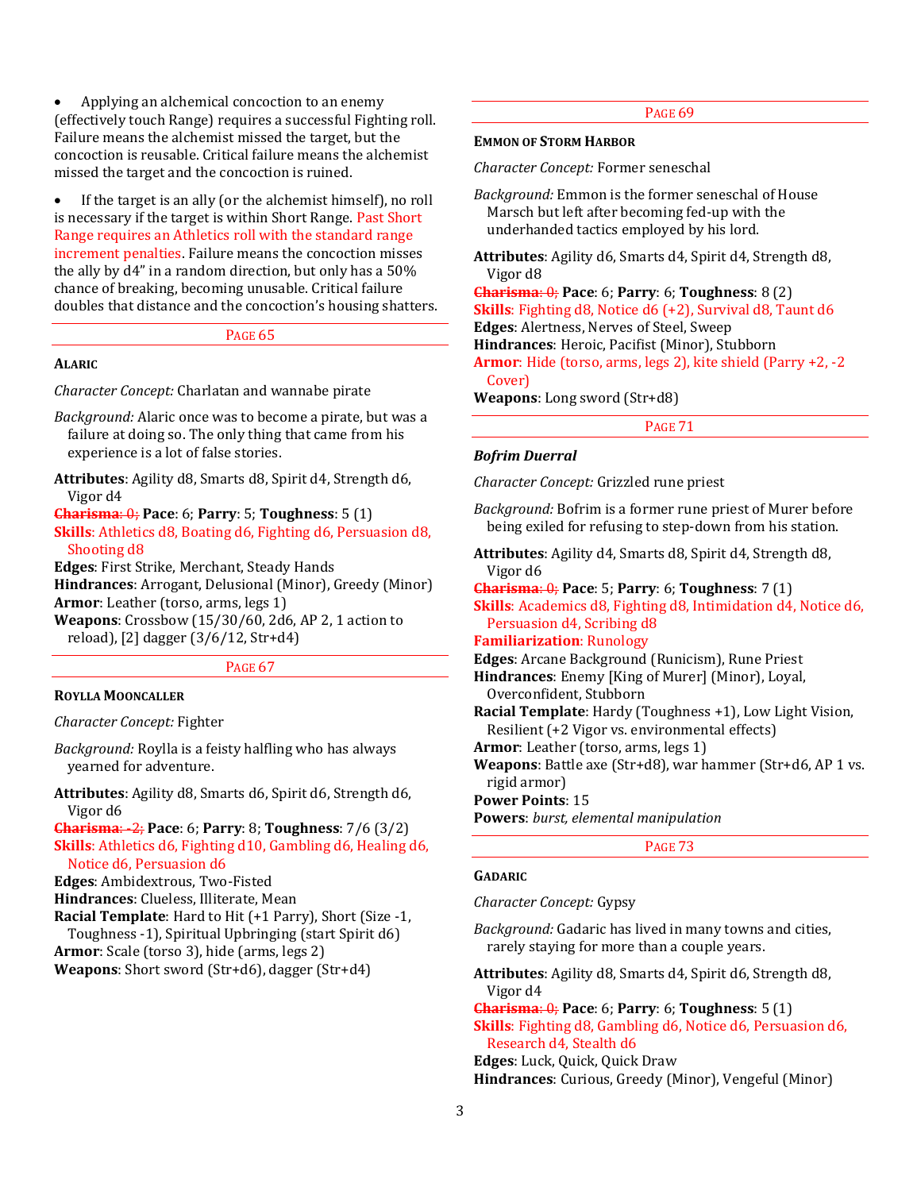- Applying an alchemical concoction to an enemy (effectively touch Range) requires a successful Fighting roll. Failure means the alchemist missed the target, but the concoction is reusable. Critical failure means the alchemist missed the target and the concoction is ruined.

- If the target is an ally (or the alchemist himself), no roll is necessary if the target is within Short Range. Past Short Range requires an Athletics roll with the standard range increment penalties. Failure means the concoction misses the ally by d4" in a random direction, but only has a 50% chance of breaking, becoming unusable. Critical failure doubles that distance and the concoction's housing shatters.

PAGE 65

### ALARIC

*Character Concept:* Charlatan and wannabe pirate

*Background:* Alaric once was to become a pirate, but was a failure at doing so. The only thing that came from his experience is a lot of false stories.

**Attributes**: Agility d8, Smarts d8, Spirit d4, Strength d6, Vigor d4
~~**Charisma**: 0;~~ **Pace**: 6; **Parry**: 5; **Toughness**: 5 (1)
**Skills**: Athletics d8, Boating d6, Fighting d6, Persuasion d8, Shooting d8
**Edges**: First Strike, Merchant, Steady Hands
**Hindrances**: Arrogant, Delusional (Minor), Greedy (Minor)
**Armor**: Leather (torso, arms, legs 1)
**Weapons**: Crossbow (15/30/60, 2d6, AP 2, 1 action to reload), [2] dagger (3/6/12, Str+d4)

PAGE 67

### ROYLLA MOONCALLER

*Character Concept:* Fighter

*Background:* Roylla is a feisty halfling who has always yearned for adventure.

**Attributes**: Agility d8, Smarts d6, Spirit d6, Strength d6, Vigor d6
~~**Charisma**: -2;~~ **Pace**: 6; **Parry**: 8; **Toughness**: 7/6 (3/2)
**Skills**: Athletics d6, Fighting d10, Gambling d6, Healing d6, Notice d6, Persuasion d6
**Edges**: Ambidextrous, Two-Fisted
**Hindrances**: Clueless, Illiterate, Mean
**Racial Template**: Hard to Hit (+1 Parry), Short (Size -1, Toughness -1), Spiritual Upbringing (start Spirit d6)
**Armor**: Scale (torso 3), hide (arms, legs 2)
**Weapons**: Short sword (Str+d6), dagger (Str+d4)

PAGE 69

### EMMON OF STORM HARBOR

*Character Concept:* Former seneschal

*Background:* Emmon is the former seneschal of House Marsch but left after becoming fed-up with the underhanded tactics employed by his lord.

**Attributes**: Agility d6, Smarts d4, Spirit d4, Strength d8, Vigor d8
~~**Charisma**: 0;~~ **Pace**: 6; **Parry**: 6; **Toughness**: 8 (2)
**Skills**: Fighting d8, Notice d6 (+2), Survival d8, Taunt d6
**Edges**: Alertness, Nerves of Steel, Sweep
**Hindrances**: Heroic, Pacifist (Minor), Stubborn
**Armor**: Hide (torso, arms, legs 2), kite shield (Parry +2, -2 Cover)
**Weapons**: Long sword (Str+d8)

PAGE 71

### *Bofrim Duerral*

*Character Concept:* Grizzled rune priest

*Background:* Bofrim is a former rune priest of Murer before being exiled for refusing to step-down from his station.

**Attributes**: Agility d4, Smarts d8, Spirit d4, Strength d8, Vigor d6
~~**Charisma**: 0;~~ **Pace**: 5; **Parry**: 6; **Toughness**: 7 (1)
**Skills**: Academics d8, Fighting d8, Intimidation d4, Notice d6, Persuasion d4, Scribing d8
**Familiarization**: Runology
**Edges**: Arcane Background (Runicism), Rune Priest
**Hindrances**: Enemy [King of Murer] (Minor), Loyal, Overconfident, Stubborn
**Racial Template**: Hardy (Toughness +1), Low Light Vision, Resilient (+2 Vigor vs. environmental effects)
**Armor**: Leather (torso, arms, legs 1)
**Weapons**: Battle axe (Str+d8), war hammer (Str+d6, AP 1 vs. rigid armor)
**Power Points**: 15
**Powers**: *burst, elemental manipulation*

PAGE 73

### GADARIC

*Character Concept:* Gypsy

*Background:* Gadaric has lived in many towns and cities, rarely staying for more than a couple years.

**Attributes**: Agility d8, Smarts d4, Spirit d6, Strength d8, Vigor d4
~~**Charisma**: 0;~~ **Pace**: 6; **Parry**: 6; **Toughness**: 5 (1)
**Skills**: Fighting d8, Gambling d6, Notice d6, Persuasion d6, Research d4, Stealth d6
**Edges**: Luck, Quick, Quick Draw
**Hindrances**: Curious, Greedy (Minor), Vengeful (Minor)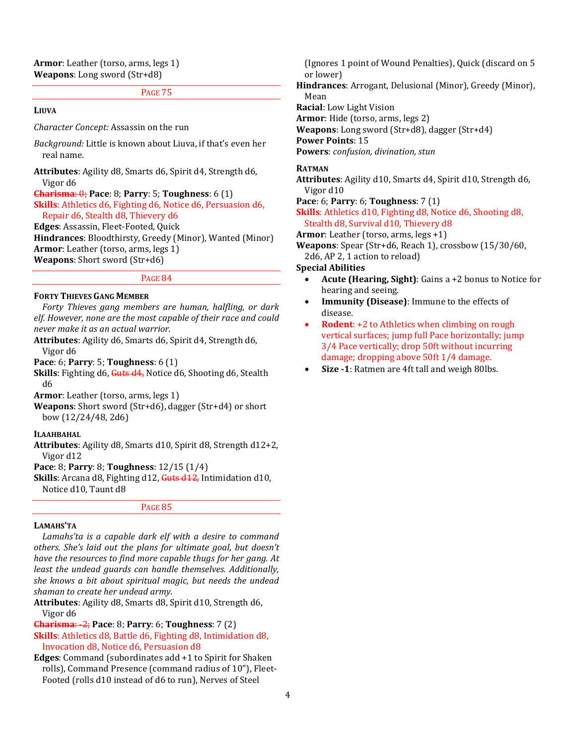**Armor**: Leather (torso, arms, legs 1)
**Weapons**: Long sword (Str+d8)

PAGE 75

### LIUVA

*Character Concept:* Assassin on the run

*Background:* Little is known about Liuva, if that's even her real name.

**Attributes**: Agility d8, Smarts d6, Spirit d4, Strength d6, Vigor d6
~~**Charisma**: 0;~~ **Pace**: 8; **Parry**: 5; **Toughness**: 6 (1)
**Skills**: Athletics d6, Fighting d6, Notice d6, Persuasion d6, Repair d6, Stealth d8, Thievery d6
**Edges**: Assassin, Fleet-Footed, Quick
**Hindrances**: Bloodthirsty, Greedy (Minor), Wanted (Minor)
**Armor**: Leather (torso, arms, legs 1)
**Weapons**: Short sword (Str+d6)

PAGE 84

### FORTY THIEVES GANG MEMBER

*Forty Thieves gang members are human, halfling, or dark elf. However, none are the most capable of their race and could never make it as an actual warrior.*

**Attributes**: Agility d6, Smarts d6, Spirit d4, Strength d6, Vigor d6
**Pace**: 6; **Parry**: 5; **Toughness**: 6 (1)
**Skills**: Fighting d6, ~~Guts d4,~~ Notice d6, Shooting d6, Stealth d6
**Armor**: Leather (torso, arms, legs 1)
**Weapons**: Short sword (Str+d6), dagger (Str+d4) or short bow (12/24/48, 2d6)

### ILAAHBAHAL

**Attributes**: Agility d8, Smarts d10, Spirit d8, Strength d12+2, Vigor d12
**Pace**: 8; **Parry**: 8; **Toughness**: 12/15 (1/4)
**Skills**: Arcana d8, Fighting d12, ~~Guts d12,~~ Intimidation d10, Notice d10, Taunt d8

PAGE 85

### LAMAHS'TA

*Lamahs'ta is a capable dark elf with a desire to command others. She's laid out the plans for ultimate goal, but doesn't have the resources to find more capable thugs for her gang. At least the undead guards can handle themselves. Additionally, she knows a bit about spiritual magic, but needs the undead shaman to create her undead army.*

**Attributes**: Agility d8, Smarts d8, Spirit d10, Strength d6, Vigor d6
~~**Charisma**: -2;~~ **Pace**: 8; **Parry**: 6; **Toughness**: 7 (2)
**Skills**: Athletics d8, Battle d6, Fighting d8, Intimidation d8, Invocation d8, Notice d6, Persuasion d8
**Edges**: Command (subordinates add +1 to Spirit for Shaken rolls), Command Presence (command radius of 10"), Fleet-Footed (rolls d10 instead of d6 to run), Nerves of Steel (Ignores 1 point of Wound Penalties), Quick (discard on 5 or lower)
**Hindrances**: Arrogant, Delusional (Minor), Greedy (Minor), Mean
**Racial**: Low Light Vision
**Armor**: Hide (torso, arms, legs 2)
**Weapons**: Long sword (Str+d8), dagger (Str+d4)
**Power Points**: 15
**Powers**: *confusion, divination, stun*

### RATMAN

**Attributes**: Agility d10, Smarts d4, Spirit d10, Strength d6, Vigor d10
**Pace**: 6; **Parry**: 6; **Toughness**: 7 (1)
**Skills**: Athletics d10, Fighting d8, Notice d6, Shooting d8, Stealth d8, Survival d10, Thievery d8
**Armor**: Leather (torso, arms, legs +1)
**Weapons**: Spear (Str+d6, Reach 1), crossbow (15/30/60, 2d6, AP 2, 1 action to reload)
**Special Abilities**

- **Acute (Hearing, Sight)**: Gains a +2 bonus to Notice for hearing and seeing.
- **Immunity (Disease)**: Immune to the effects of disease.
- **Rodent**: +2 to Athletics when climbing on rough vertical surfaces; jump full Pace horizontally; jump 3/4 Pace vertically; drop 50ft without incurring damage; dropping above 50ft 1/4 damage.
- **Size -1**: Ratmen are 4ft tall and weigh 80lbs.